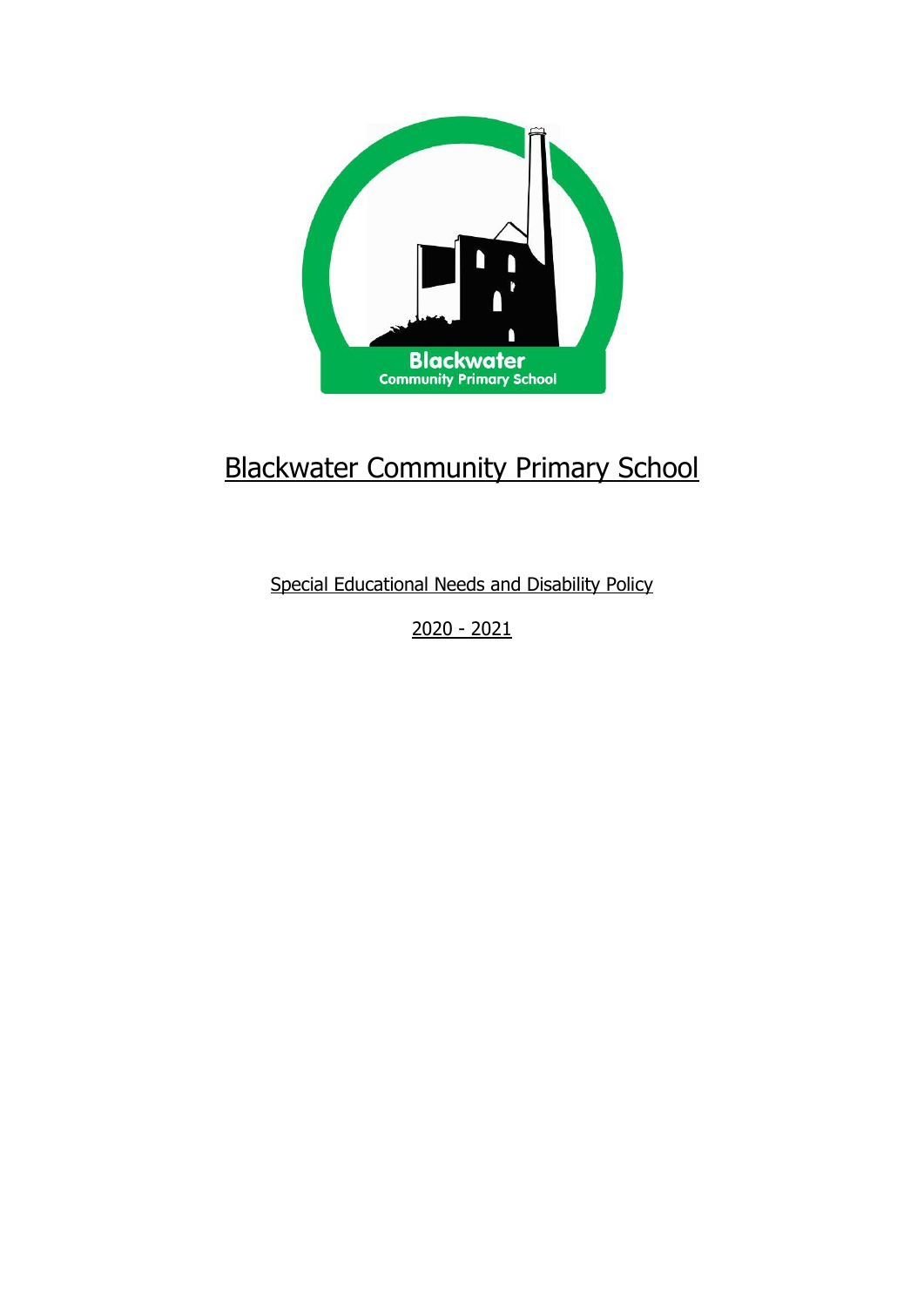# Blackwater Community Primary School

Special Educational Needs and Disability Policy

2020 - 2021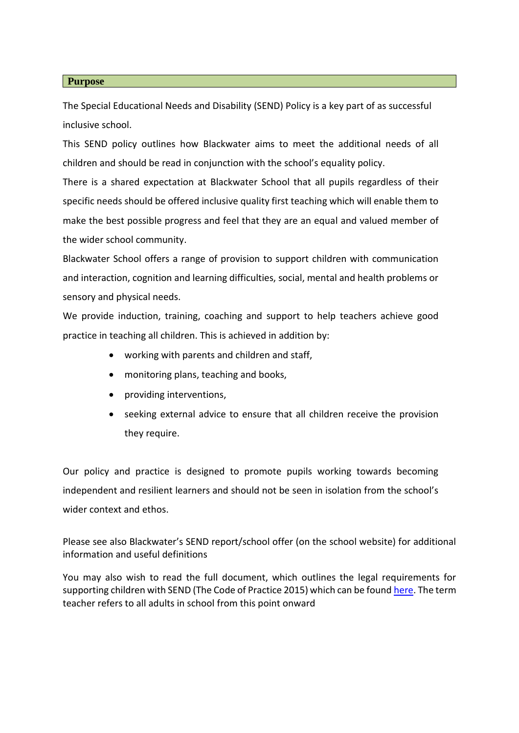## Purpose

The Special Educational Needs and Disability (SEND) Policy is a key part of as successful inclusive school.

This SEND policy outlines how Blackwater aims to meet the additional needs of all children and should be read in conjunction with the school's equality policy.

There is a shared expectation at Blackwater School that all pupils regardless of their specific needs should be offered inclusive quality first teaching which will enable them to make the best possible progress and feel that they are an equal and valued member of the wider school community.

Blackwater School offers a range of provision to support children with communication and interaction, cognition and learning difficulties, social, mental and health problems or sensory and physical needs.

We provide induction, training, coaching and support to help teachers achieve good practice in teaching all children. This is achieved in addition by:

- working with parents and children and staff,
- monitoring plans, teaching and books,
- providing interventions,
- seeking external advice to ensure that all children receive the provision they require.

Our policy and practice is designed to promote pupils working towards becoming independent and resilient learners and should not be seen in isolation from the school's wider context and ethos.

Please see also Blackwater's SEND report/school offer (on the school website) for additional information and useful definitions

You may also wish to read the full document, which outlines the legal requirements for supporting children with SEND (The Code of Practice 2015) which can be found here. The term teacher refers to all adults in school from this point onward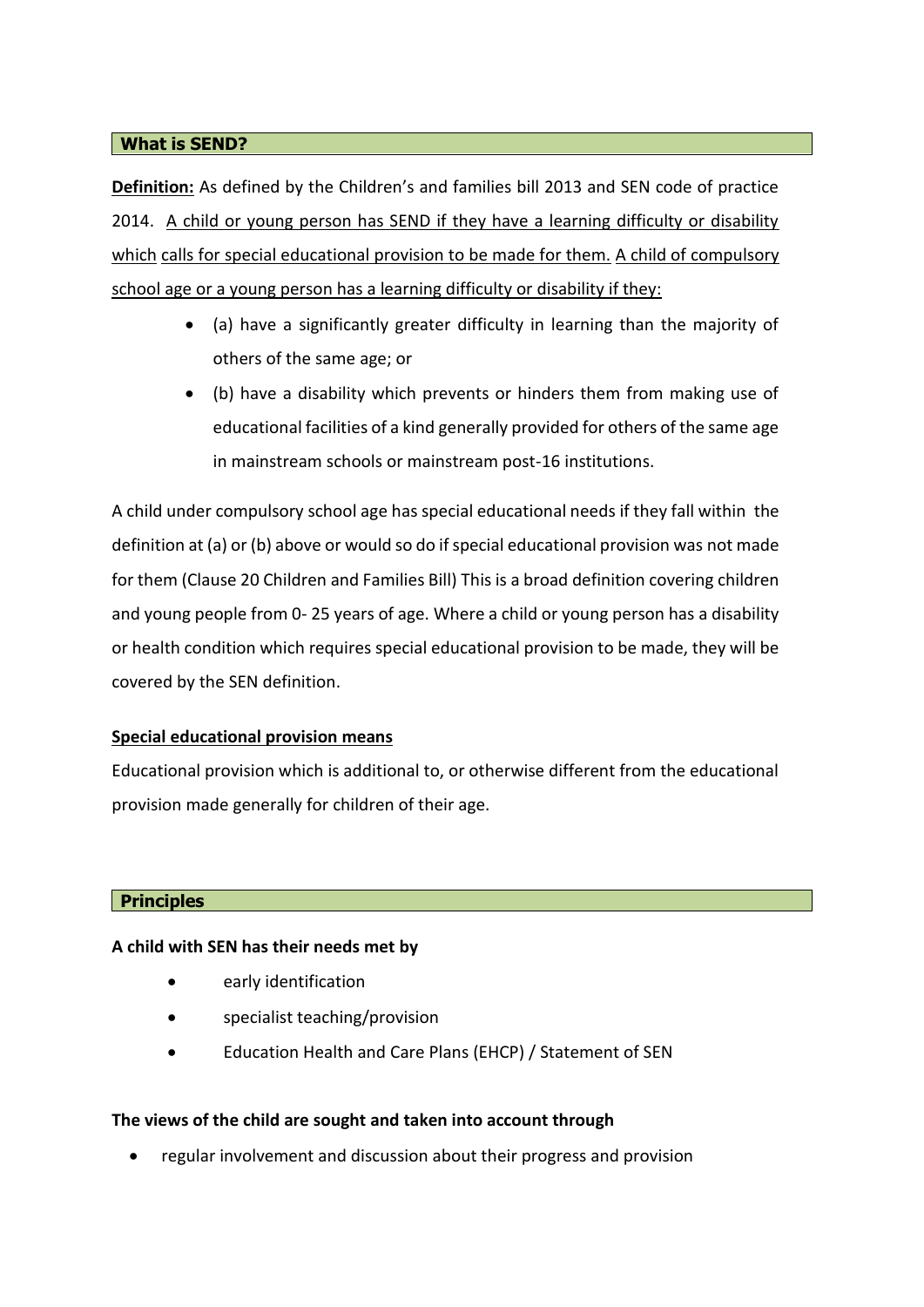## What is SEND?

**Definition:** As defined by the Children's and families bill 2013 and SEN code of practice 2014. A child or young person has SEND if they have a learning difficulty or disability which calls for special educational provision to be made for them. A child of compulsory school age or a young person has a learning difficulty or disability if they:

- (a) have a significantly greater difficulty in learning than the majority of others of the same age; or
- (b) have a disability which prevents or hinders them from making use of educational facilities of a kind generally provided for others of the same age in mainstream schools or mainstream post-16 institutions.

A child under compulsory school age has special educational needs if they fall within the definition at (a) or (b) above or would so do if special educational provision was not made for them (Clause 20 Children and Families Bill) This is a broad definition covering children and young people from 0- 25 years of age. Where a child or young person has a disability or health condition which requires special educational provision to be made, they will be covered by the SEN definition.

**Special educational provision means**

Educational provision which is additional to, or otherwise different from the educational provision made generally for children of their age.

## Principles

**A child with SEN has their needs met by**

- early identification
- specialist teaching/provision
- Education Health and Care Plans (EHCP) / Statement of SEN

**The views of the child are sought and taken into account through**

- regular involvement and discussion about their progress and provision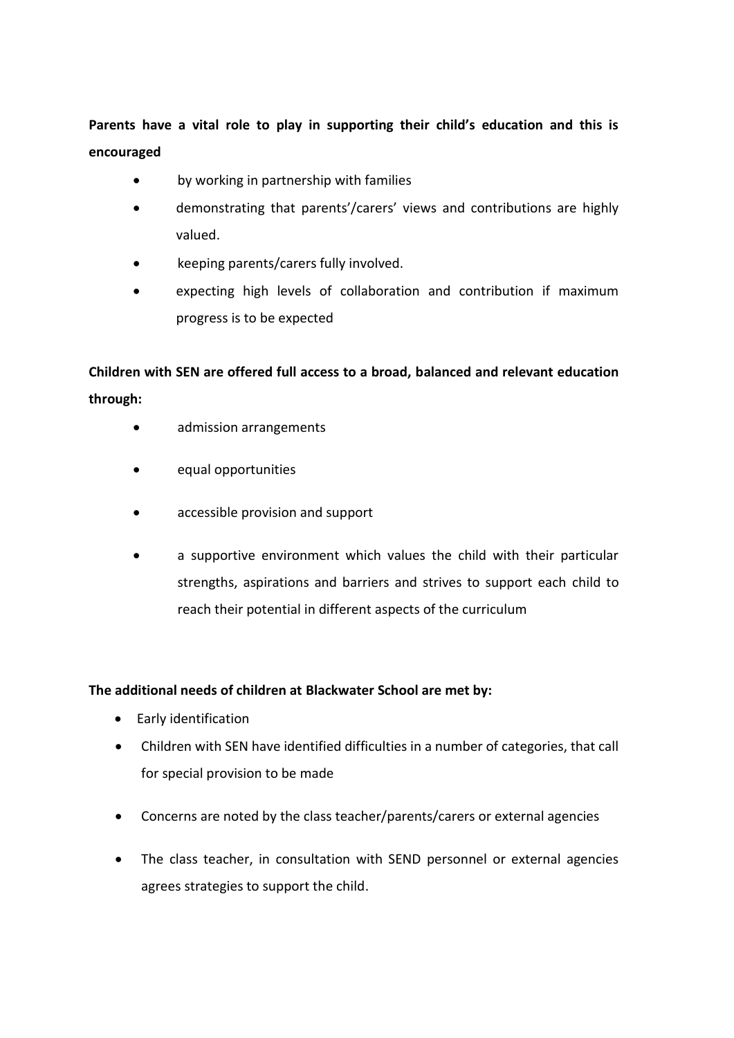**Parents have a vital role to play in supporting their child's education and this is encouraged**

- by working in partnership with families
- demonstrating that parents'/carers' views and contributions are highly valued.
- keeping parents/carers fully involved.
- expecting high levels of collaboration and contribution if maximum progress is to be expected

**Children with SEN are offered full access to a broad, balanced and relevant education through:**

- admission arrangements
- equal opportunities
- accessible provision and support
- a supportive environment which values the child with their particular strengths, aspirations and barriers and strives to support each child to reach their potential in different aspects of the curriculum

**The additional needs of children at Blackwater School are met by:**

- Early identification
- Children with SEN have identified difficulties in a number of categories, that call for special provision to be made
- Concerns are noted by the class teacher/parents/carers or external agencies
- The class teacher, in consultation with SEND personnel or external agencies agrees strategies to support the child.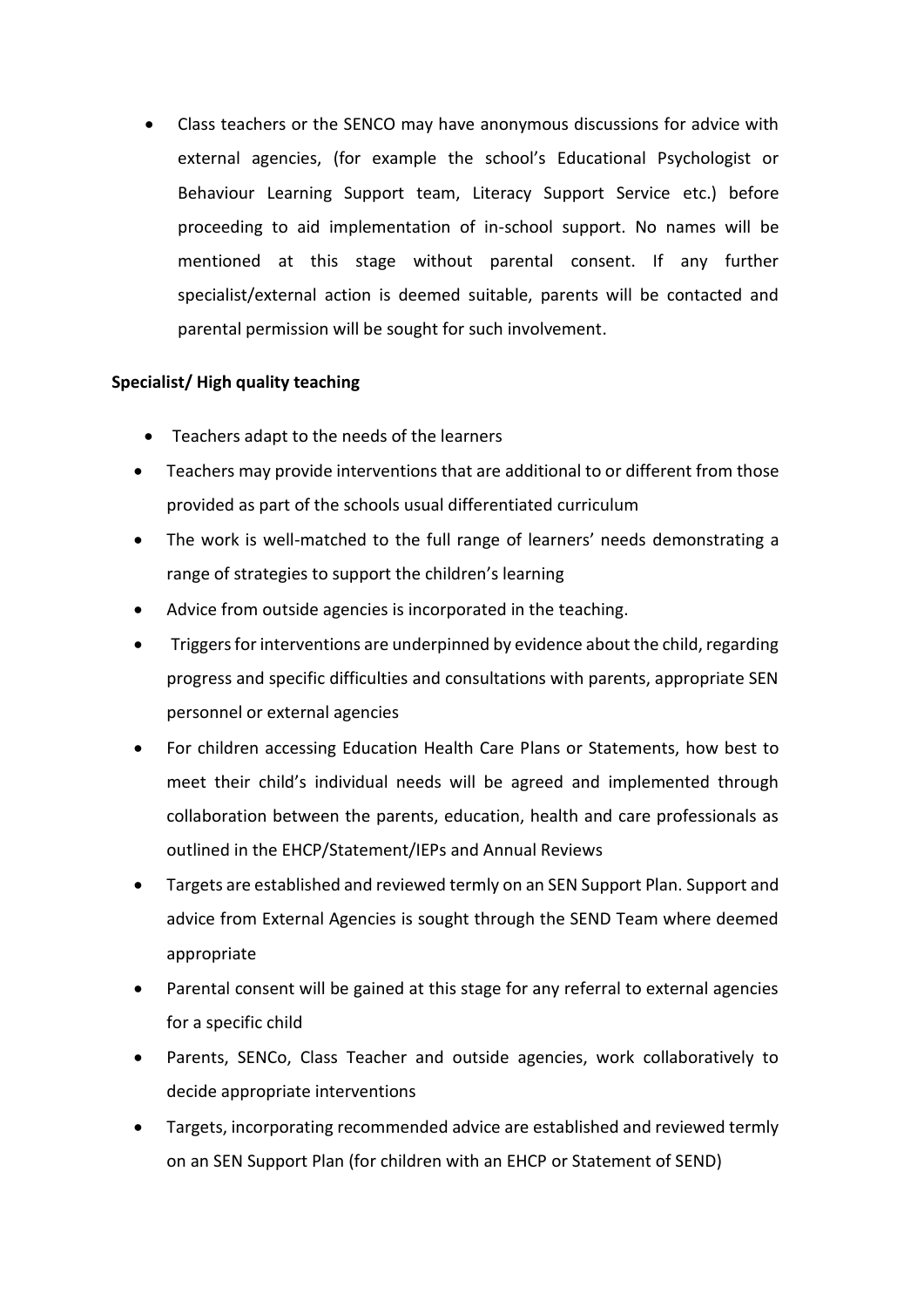- Class teachers or the SENCO may have anonymous discussions for advice with external agencies, (for example the school's Educational Psychologist or Behaviour Learning Support team, Literacy Support Service etc.) before proceeding to aid implementation of in-school support. No names will be mentioned at this stage without parental consent. If any further specialist/external action is deemed suitable, parents will be contacted and parental permission will be sought for such involvement.

**Specialist/ High quality teaching**

- Teachers adapt to the needs of the learners
- Teachers may provide interventions that are additional to or different from those provided as part of the schools usual differentiated curriculum
- The work is well-matched to the full range of learners' needs demonstrating a range of strategies to support the children's learning
- Advice from outside agencies is incorporated in the teaching.
- Triggers for interventions are underpinned by evidence about the child, regarding progress and specific difficulties and consultations with parents, appropriate SEN personnel or external agencies
- For children accessing Education Health Care Plans or Statements, how best to meet their child's individual needs will be agreed and implemented through collaboration between the parents, education, health and care professionals as outlined in the EHCP/Statement/IEPs and Annual Reviews
- Targets are established and reviewed termly on an SEN Support Plan. Support and advice from External Agencies is sought through the SEND Team where deemed appropriate
- Parental consent will be gained at this stage for any referral to external agencies for a specific child
- Parents, SENCo, Class Teacher and outside agencies, work collaboratively to decide appropriate interventions
- Targets, incorporating recommended advice are established and reviewed termly on an SEN Support Plan (for children with an EHCP or Statement of SEND)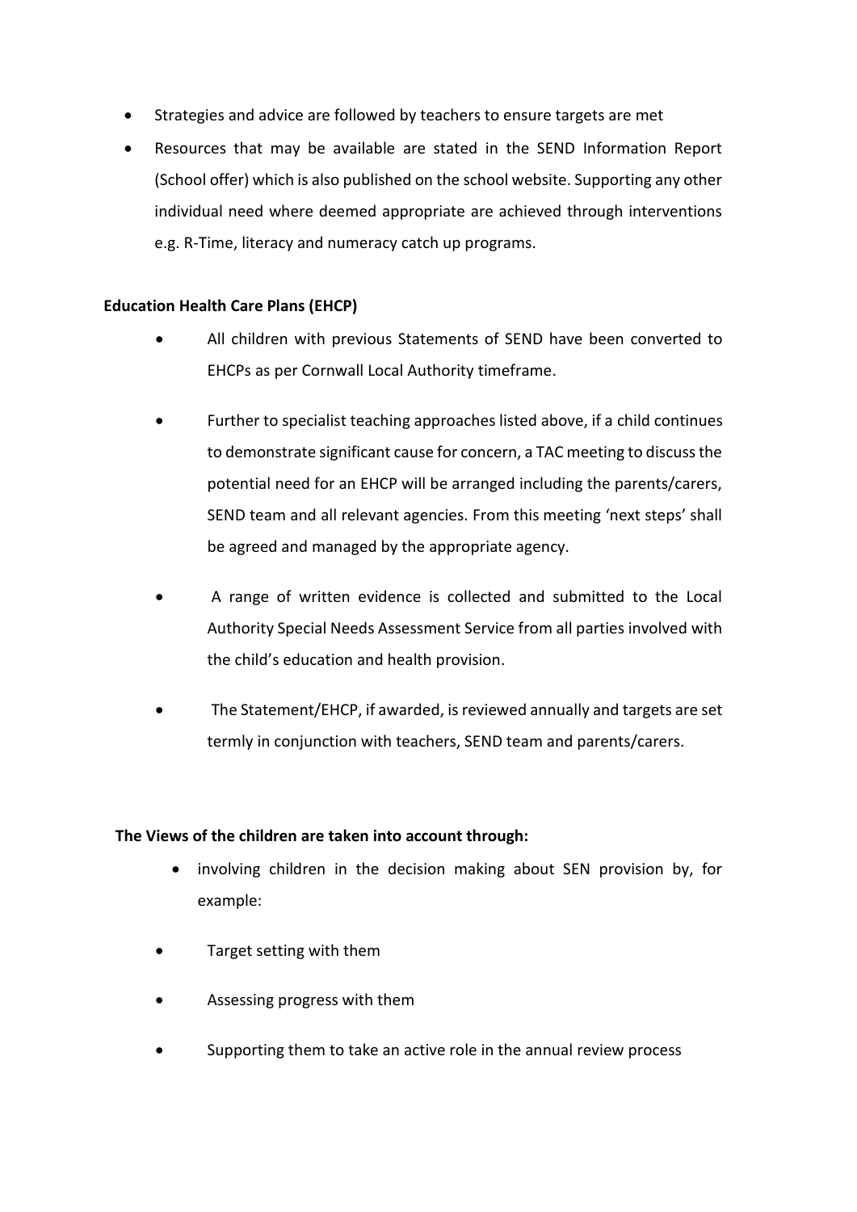- Strategies and advice are followed by teachers to ensure targets are met
- Resources that may be available are stated in the SEND Information Report (School offer) which is also published on the school website. Supporting any other individual need where deemed appropriate are achieved through interventions e.g. R-Time, literacy and numeracy catch up programs.

**Education Health Care Plans (EHCP)**

- All children with previous Statements of SEND have been converted to EHCPs as per Cornwall Local Authority timeframe.
- Further to specialist teaching approaches listed above, if a child continues to demonstrate significant cause for concern, a TAC meeting to discuss the potential need for an EHCP will be arranged including the parents/carers, SEND team and all relevant agencies. From this meeting 'next steps' shall be agreed and managed by the appropriate agency.
- A range of written evidence is collected and submitted to the Local Authority Special Needs Assessment Service from all parties involved with the child's education and health provision.
- The Statement/EHCP, if awarded, is reviewed annually and targets are set termly in conjunction with teachers, SEND team and parents/carers.

**The Views of the children are taken into account through:**

- involving children in the decision making about SEN provision by, for example:
- Target setting with them
- Assessing progress with them
- Supporting them to take an active role in the annual review process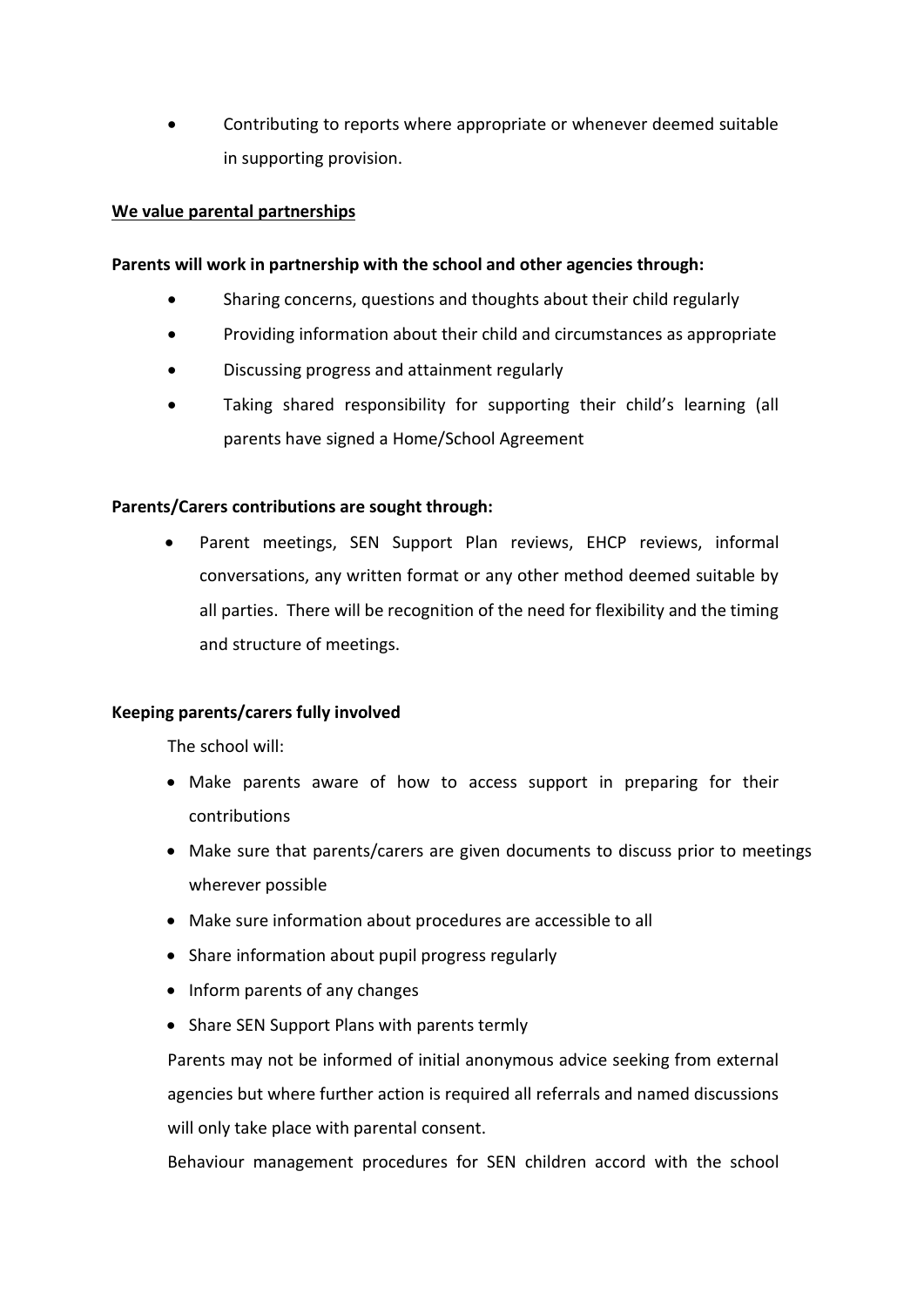- Contributing to reports where appropriate or whenever deemed suitable in supporting provision.

**We value parental partnerships**

**Parents will work in partnership with the school and other agencies through:**

- Sharing concerns, questions and thoughts about their child regularly
- Providing information about their child and circumstances as appropriate
- Discussing progress and attainment regularly
- Taking shared responsibility for supporting their child's learning (all parents have signed a Home/School Agreement

**Parents/Carers contributions are sought through:**

- Parent meetings, SEN Support Plan reviews, EHCP reviews, informal conversations, any written format or any other method deemed suitable by all parties. There will be recognition of the need for flexibility and the timing and structure of meetings.

**Keeping parents/carers fully involved**

The school will:

- Make parents aware of how to access support in preparing for their contributions
- Make sure that parents/carers are given documents to discuss prior to meetings wherever possible
- Make sure information about procedures are accessible to all
- Share information about pupil progress regularly
- Inform parents of any changes
- Share SEN Support Plans with parents termly

Parents may not be informed of initial anonymous advice seeking from external agencies but where further action is required all referrals and named discussions will only take place with parental consent.

Behaviour management procedures for SEN children accord with the school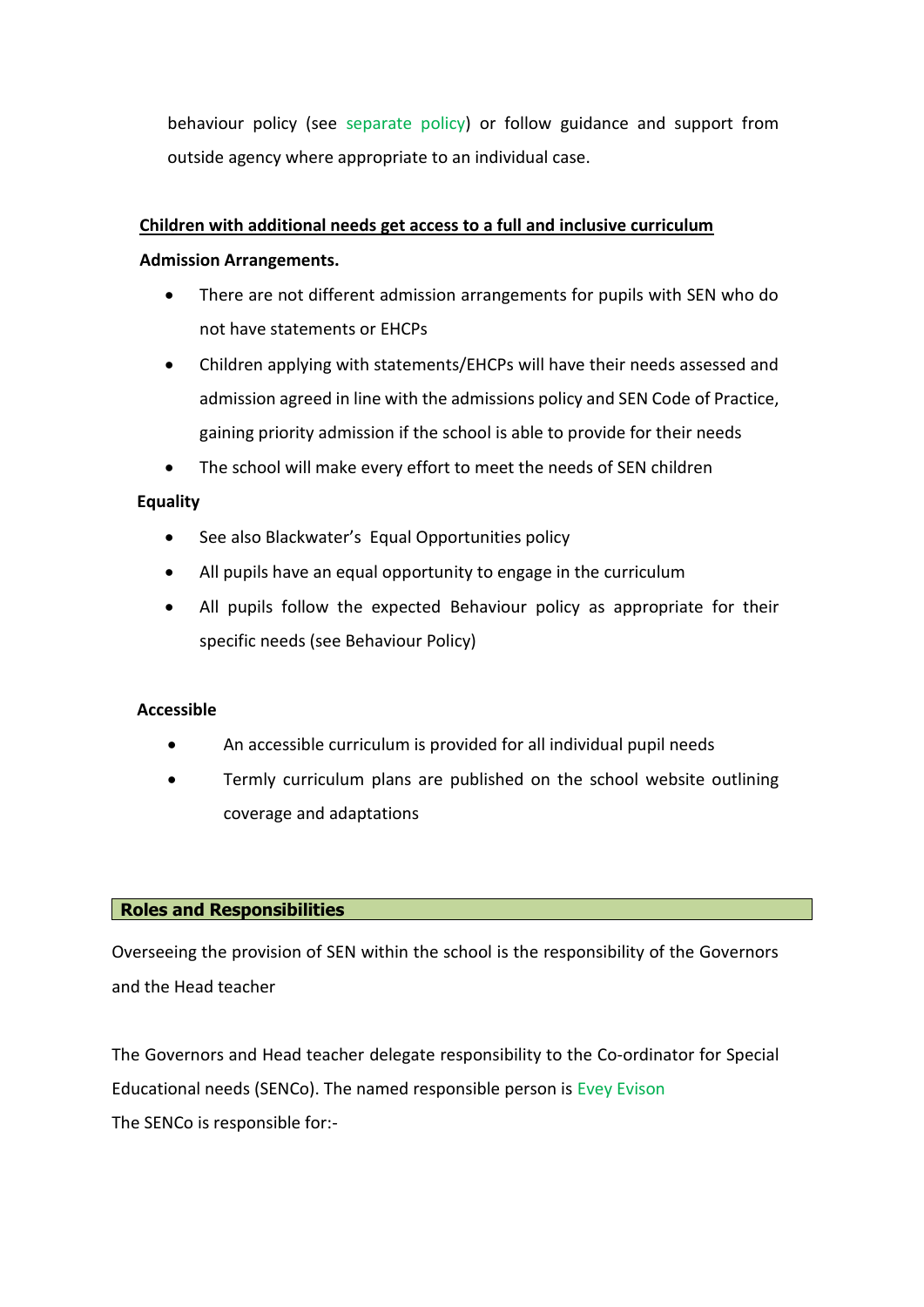behaviour policy (see separate policy) or follow guidance and support from outside agency where appropriate to an individual case.

**Children with additional needs get access to a full and inclusive curriculum**

**Admission Arrangements.**

- There are not different admission arrangements for pupils with SEN who do not have statements or EHCPs
- Children applying with statements/EHCPs will have their needs assessed and admission agreed in line with the admissions policy and SEN Code of Practice, gaining priority admission if the school is able to provide for their needs
- The school will make every effort to meet the needs of SEN children

**Equality**

- See also Blackwater's Equal Opportunities policy
- All pupils have an equal opportunity to engage in the curriculum
- All pupils follow the expected Behaviour policy as appropriate for their specific needs (see Behaviour Policy)

**Accessible**

- An accessible curriculum is provided for all individual pupil needs
- Termly curriculum plans are published on the school website outlining coverage and adaptations

## Roles and Responsibilities

Overseeing the provision of SEN within the school is the responsibility of the Governors and the Head teacher

The Governors and Head teacher delegate responsibility to the Co-ordinator for Special Educational needs (SENCo). The named responsible person is Evey Evison

The SENCo is responsible for:-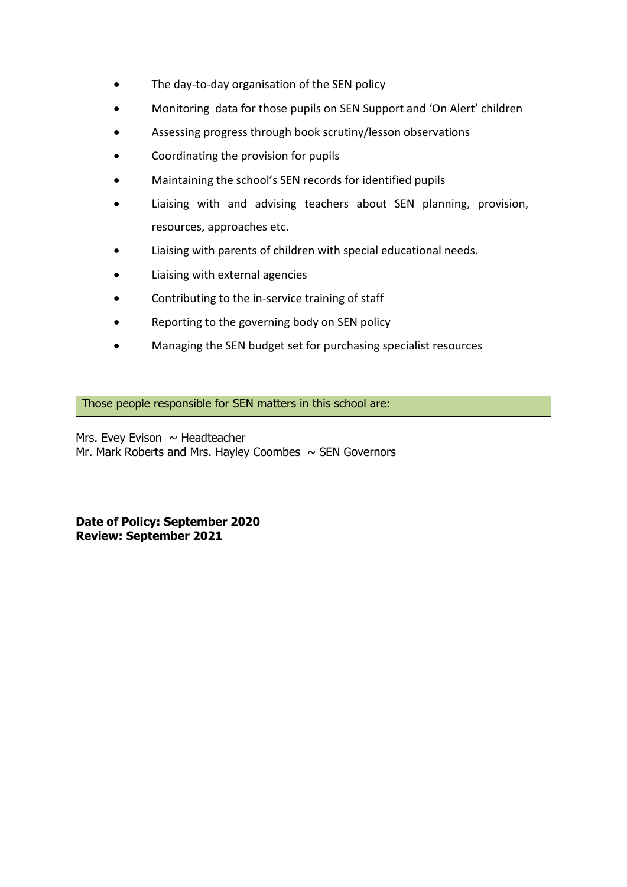- The day-to-day organisation of the SEN policy
- Monitoring data for those pupils on SEN Support and 'On Alert' children
- Assessing progress through book scrutiny/lesson observations
- Coordinating the provision for pupils
- Maintaining the school's SEN records for identified pupils
- Liaising with and advising teachers about SEN planning, provision, resources, approaches etc.
- Liaising with parents of children with special educational needs.
- Liaising with external agencies
- Contributing to the in-service training of staff
- Reporting to the governing body on SEN policy
- Managing the SEN budget set for purchasing specialist resources

Those people responsible for SEN matters in this school are:

Mrs. Evey Evison ~ Headteacher
Mr. Mark Roberts and Mrs. Hayley Coombes ~ SEN Governors

**Date of Policy: September 2020**
**Review: September 2021**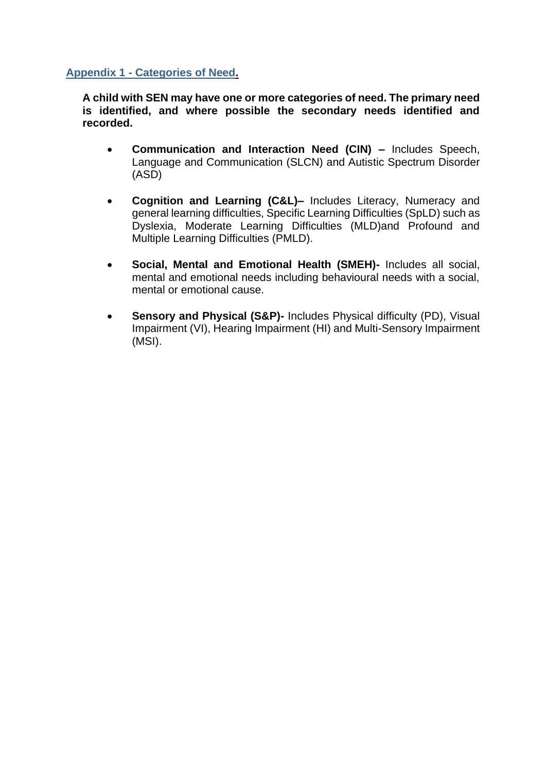## Appendix 1 - Categories of Need.

**A child with SEN may have one or more categories of need. The primary need is identified, and where possible the secondary needs identified and recorded.**

- **Communication and Interaction Need (CIN) –** Includes Speech, Language and Communication (SLCN) and Autistic Spectrum Disorder (ASD)
- **Cognition and Learning (C&L)–** Includes Literacy, Numeracy and general learning difficulties, Specific Learning Difficulties (SpLD) such as Dyslexia, Moderate Learning Difficulties (MLD)and Profound and Multiple Learning Difficulties (PMLD).
- **Social, Mental and Emotional Health (SMEH)-** Includes all social, mental and emotional needs including behavioural needs with a social, mental or emotional cause.
- **Sensory and Physical (S&P)-** Includes Physical difficulty (PD), Visual Impairment (VI), Hearing Impairment (HI) and Multi-Sensory Impairment (MSI).